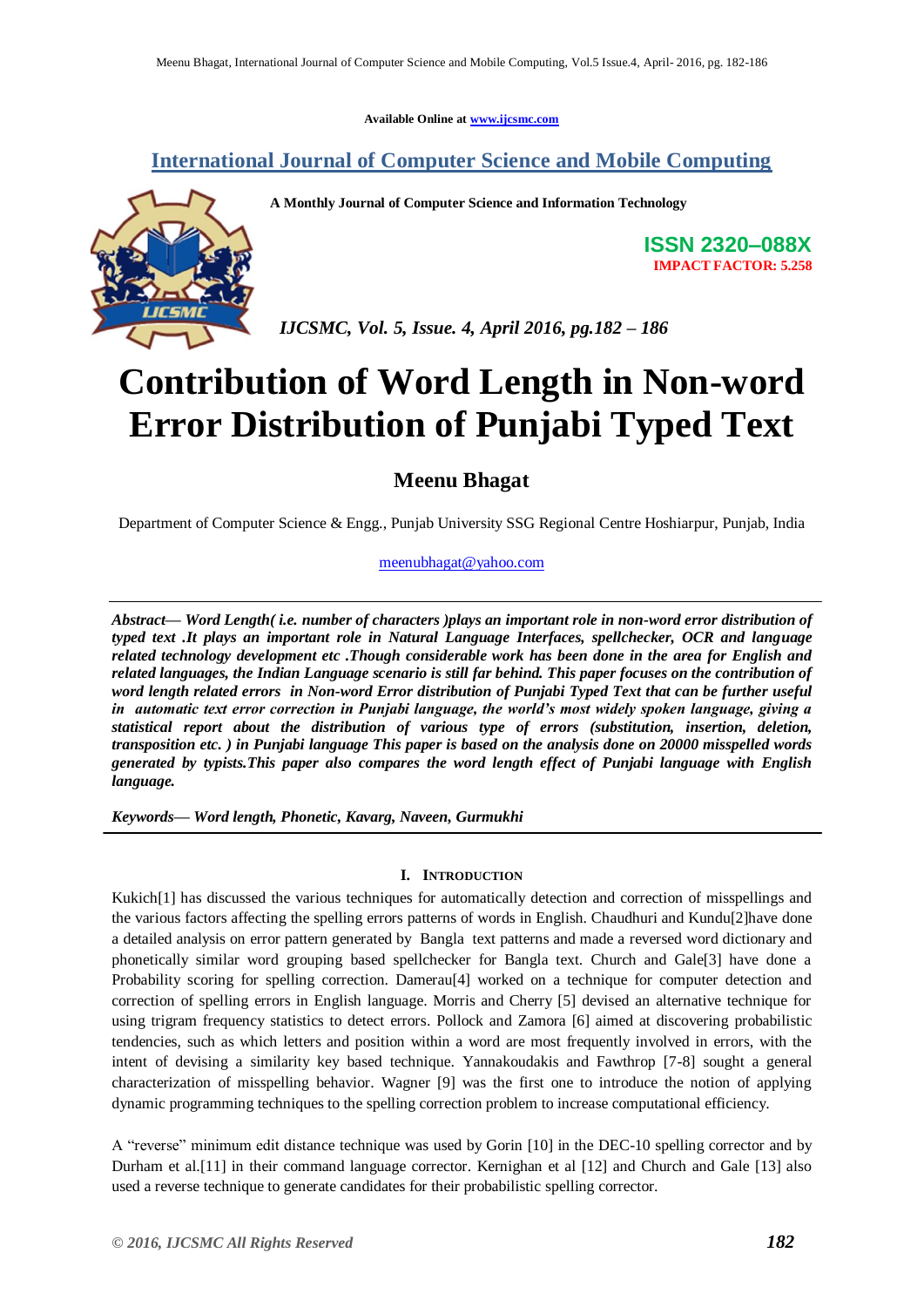Available Online at www.ijcsmc.com

## International Journal of Computer Science and Mobile Computing

**A Monthly Journal of Computer Science and Information Technology**

**ISSN 2320–088X**
**IMPACT FACTOR: 5.258**

*IJCSMC, Vol. 5, Issue. 4, April 2016, pg.182 – 186*

# Contribution of Word Length in Non-word Error Distribution of Punjabi Typed Text

**Meenu Bhagat**

Department of Computer Science & Engg., Punjab University SSG Regional Centre Hoshiarpur, Punjab, India

meenubhagat@yahoo.com

***Abstract— Word Length( i.e. number of characters )plays an important role in non-word error distribution of typed text .It plays an important role in Natural Language Interfaces, spellchecker, OCR and language related technology development etc .Though considerable work has been done in the area for English and related languages, the Indian Language scenario is still far behind. This paper focuses on the contribution of word length related errors in Non-word Error distribution of Punjabi Typed Text that can be further useful in automatic text error correction in Punjabi language, the world's most widely spoken language, giving a statistical report about the distribution of various type of errors (substitution, insertion, deletion, transposition etc. ) in Punjabi language This paper is based on the analysis done on 20000 misspelled words generated by typists.This paper also compares the word length effect of Punjabi language with English language.***

***Keywords— Word length, Phonetic, Kavarg, Naveen, Gurmukhi***

## I. Introduction

Kukich[1] has discussed the various techniques for automatically detection and correction of misspellings and the various factors affecting the spelling errors patterns of words in English. Chaudhuri and Kundu[2]have done a detailed analysis on error pattern generated by Bangla text patterns and made a reversed word dictionary and phonetically similar word grouping based spellchecker for Bangla text. Church and Gale[3] have done a Probability scoring for spelling correction. Damerau[4] worked on a technique for computer detection and correction of spelling errors in English language. Morris and Cherry [5] devised an alternative technique for using trigram frequency statistics to detect errors. Pollock and Zamora [6] aimed at discovering probabilistic tendencies, such as which letters and position within a word are most frequently involved in errors, with the intent of devising a similarity key based technique. Yannakoudakis and Fawthrop [7-8] sought a general characterization of misspelling behavior. Wagner [9] was the first one to introduce the notion of applying dynamic programming techniques to the spelling correction problem to increase computational efficiency.

A "reverse" minimum edit distance technique was used by Gorin [10] in the DEC-10 spelling corrector and by Durham et al.[11] in their command language corrector. Kernighan et al [12] and Church and Gale [13] also used a reverse technique to generate candidates for their probabilistic spelling corrector.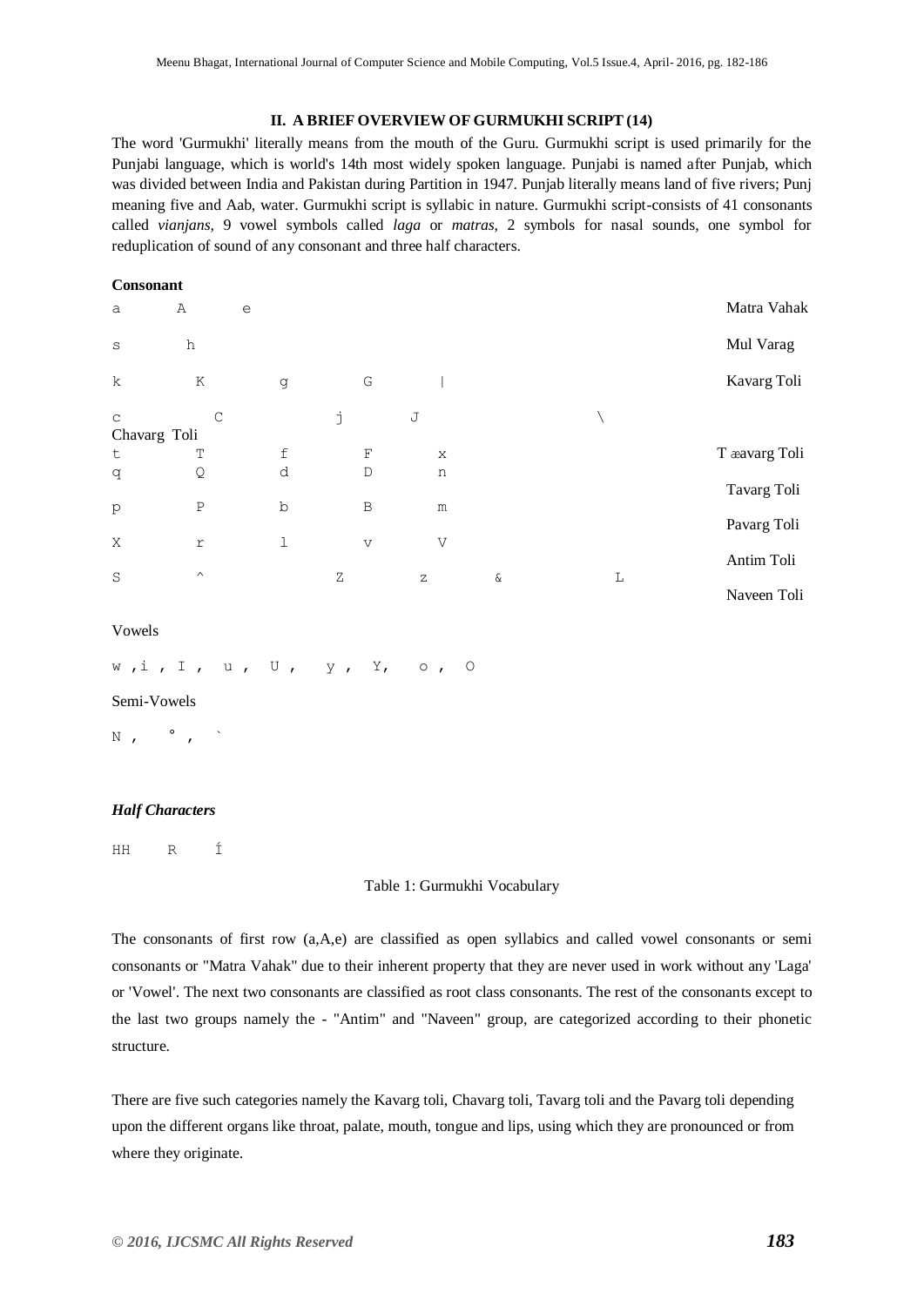## II. A BRIEF OVERVIEW OF GURMUKHI SCRIPT (14)

The word 'Gurmukhi' literally means from the mouth of the Guru. Gurmukhi script is used primarily for the Punjabi language, which is world's 14th most widely spoken language. Punjabi is named after Punjab, which was divided between India and Pakistan during Partition in 1947. Punjab literally means land of five rivers; Punj meaning five and Aab, water. Gurmukhi script is syllabic in nature. Gurmukhi script-consists of 41 consonants called *vianjans*, 9 vowel symbols called *laga* or *matras*, 2 symbols for nasal sounds, one symbol for reduplication of sound of any consonant and three half characters.

**Consonant**

| | | | | | | | |
|---|---|---|---|---|---|---|---|
| a | A | e | | | | | Matra Vahak |
| s | h | | | | | | Mul Varag |
| k | K | g | G | \| | | | Kavarg Toli |
| c | C | j | J | | | \ | Chavarg Toli |
| t | T | f | F | x | | | T ævarg Toli |
| q | Q | d | D | n | | | Tavarg Toli |
| p | P | b | B | m | | | Pavarg Toli |
| X | r | l | v | V | | | Antim Toli |
| S | ^ | | Z | z | & | L | Naveen Toli |

Vowels

w ,i , I , u , U , y , Y, o , O

Semi-Vowels

N , ° , `

***Half Characters***

HH R Í

Table 1: Gurmukhi Vocabulary

The consonants of first row (a,A,e) are classified as open syllabics and called vowel consonants or semi consonants or "Matra Vahak" due to their inherent property that they are never used in work without any 'Laga' or 'Vowel'. The next two consonants are classified as root class consonants. The rest of the consonants except to the last two groups namely the - "Antim" and "Naveen" group, are categorized according to their phonetic structure.

There are five such categories namely the Kavarg toli, Chavarg toli, Tavarg toli and the Pavarg toli depending upon the different organs like throat, palate, mouth, tongue and lips, using which they are pronounced or from where they originate.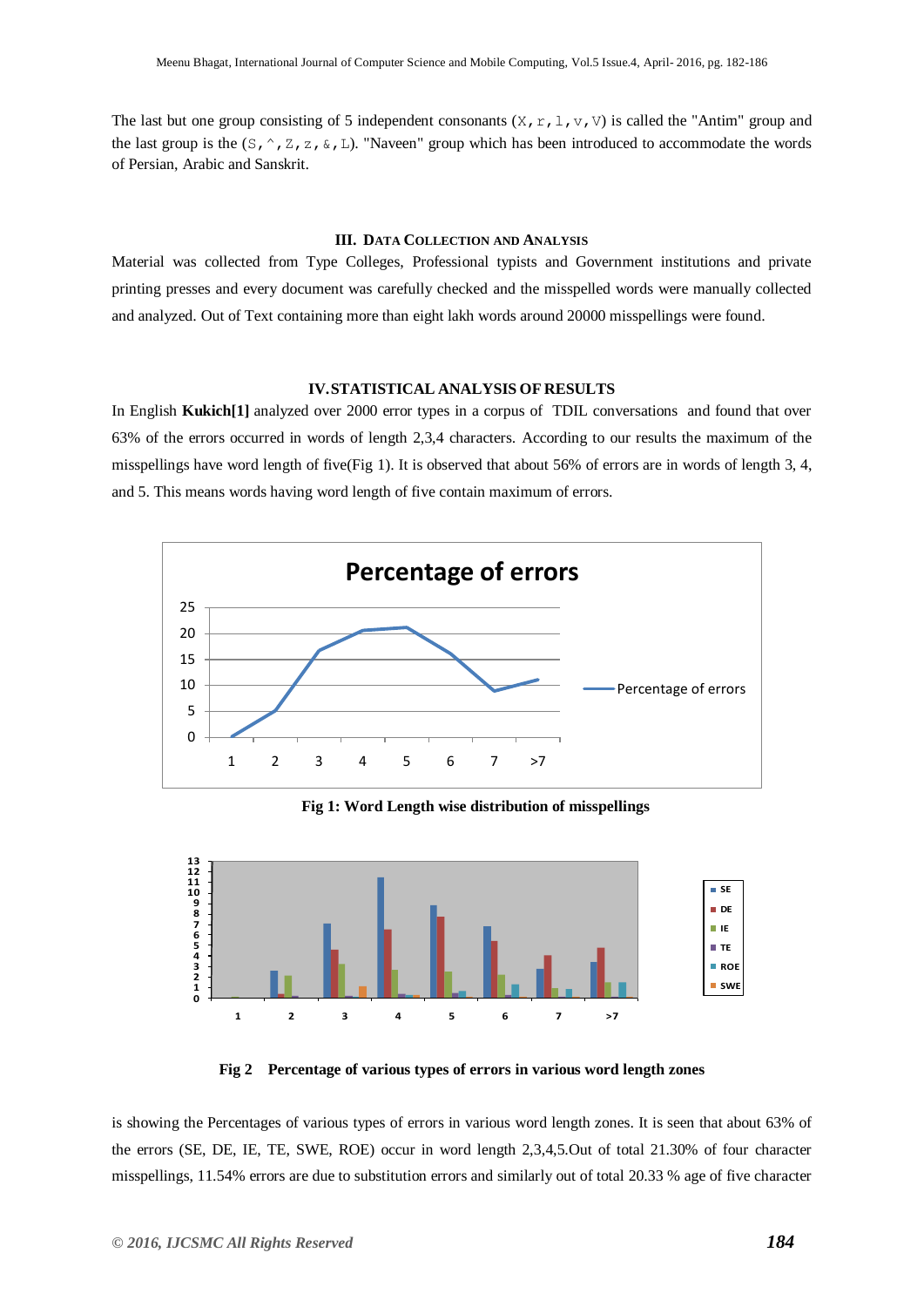The last but one group consisting of 5 independent consonants (X, r, l, v, V) is called the "Antim" group and the last group is the (S, ^, Z, z, &, L). "Naveen" group which has been introduced to accommodate the words of Persian, Arabic and Sanskrit.

## III. Data Collection and Analysis

Material was collected from Type Colleges, Professional typists and Government institutions and private printing presses and every document was carefully checked and the misspelled words were manually collected and analyzed. Out of Text containing more than eight lakh words around 20000 misspellings were found.

## IV. STATISTICAL ANALYSIS OF RESULTS

In English **Kukich[1]** analyzed over 2000 error types in a corpus of TDIL conversations and found that over 63% of the errors occurred in words of length 2,3,4 characters. According to our results the maximum of the misspellings have word length of five(Fig 1). It is observed that about 56% of errors are in words of length 3, 4, and 5. This means words having word length of five contain maximum of errors.

**Fig 1: Word Length wise distribution of misspellings**

**Fig 2 Percentage of various types of errors in various word length zones**

is showing the Percentages of various types of errors in various word length zones. It is seen that about 63% of the errors (SE, DE, IE, TE, SWE, ROE) occur in word length 2,3,4,5.Out of total 21.30% of four character misspellings, 11.54% errors are due to substitution errors and similarly out of total 20.33 % age of five character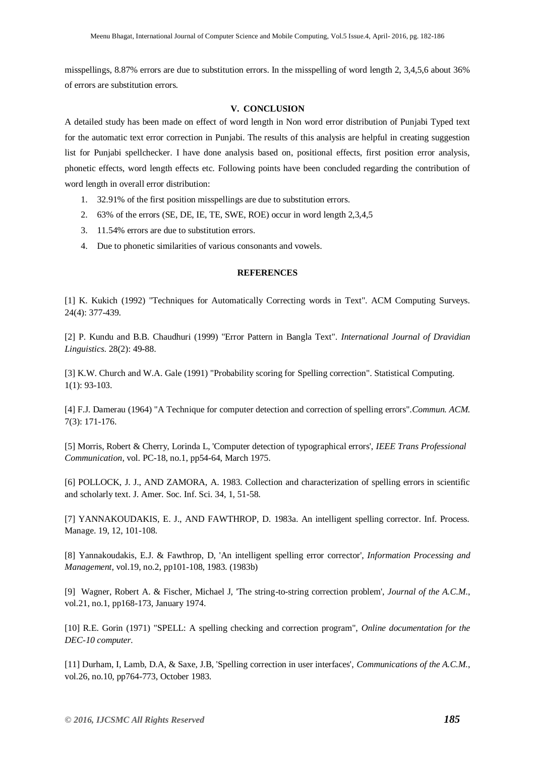misspellings, 8.87% errors are due to substitution errors. In the misspelling of word length 2, 3,4,5,6 about 36% of errors are substitution errors.

## V. CONCLUSION

A detailed study has been made on effect of word length in Non word error distribution of Punjabi Typed text for the automatic text error correction in Punjabi. The results of this analysis are helpful in creating suggestion list for Punjabi spellchecker. I have done analysis based on, positional effects, first position error analysis, phonetic effects, word length effects etc. Following points have been concluded regarding the contribution of word length in overall error distribution:

1. 32.91% of the first position misspellings are due to substitution errors.
2. 63% of the errors (SE, DE, IE, TE, SWE, ROE) occur in word length 2,3,4,5
3. 11.54% errors are due to substitution errors.
4. Due to phonetic similarities of various consonants and vowels.

## REFERENCES

[1] K. Kukich (1992) "Techniques for Automatically Correcting words in Text". ACM Computing Surveys. 24(4): 377-439.

[2] P. Kundu and B.B. Chaudhuri (1999) "Error Pattern in Bangla Text". *International Journal of Dravidian Linguistics.* 28(2): 49-88.

[3] K.W. Church and W.A. Gale (1991) "Probability scoring for Spelling correction". Statistical Computing. 1(1): 93-103.

[4] F.J. Damerau (1964) "A Technique for computer detection and correction of spelling errors".*Commun. ACM.* 7(3): 171-176.

[5] Morris, Robert & Cherry, Lorinda L, 'Computer detection of typographical errors', *IEEE Trans Professional Communication*, vol. PC-18, no.1, pp54-64, March 1975.

[6] POLLOCK, J. J., AND ZAMORA, A. 1983. Collection and characterization of spelling errors in scientific and scholarly text. J. Amer. Soc. Inf. Sci. 34, 1, 51-58.

[7] YANNAKOUDAKIS, E. J., AND FAWTHROP, D. 1983a. An intelligent spelling corrector. Inf. Process. Manage. 19, 12, 101-108.

[8] Yannakoudakis, E.J. & Fawthrop, D, 'An intelligent spelling error corrector', *Information Processing and Management*, vol.19, no.2, pp101-108, 1983. (1983b)

[9] Wagner, Robert A. & Fischer, Michael J, 'The string-to-string correction problem', *Journal of the A.C.M.*, vol.21, no.1, pp168-173, January 1974.

[10] R.E. Gorin (1971) "SPELL: A spelling checking and correction program", *Online documentation for the DEC-10 computer.*

[11] Durham, I, Lamb, D.A, & Saxe, J.B, 'Spelling correction in user interfaces', *Communications of the A.C.M.*, vol.26, no.10, pp764-773, October 1983.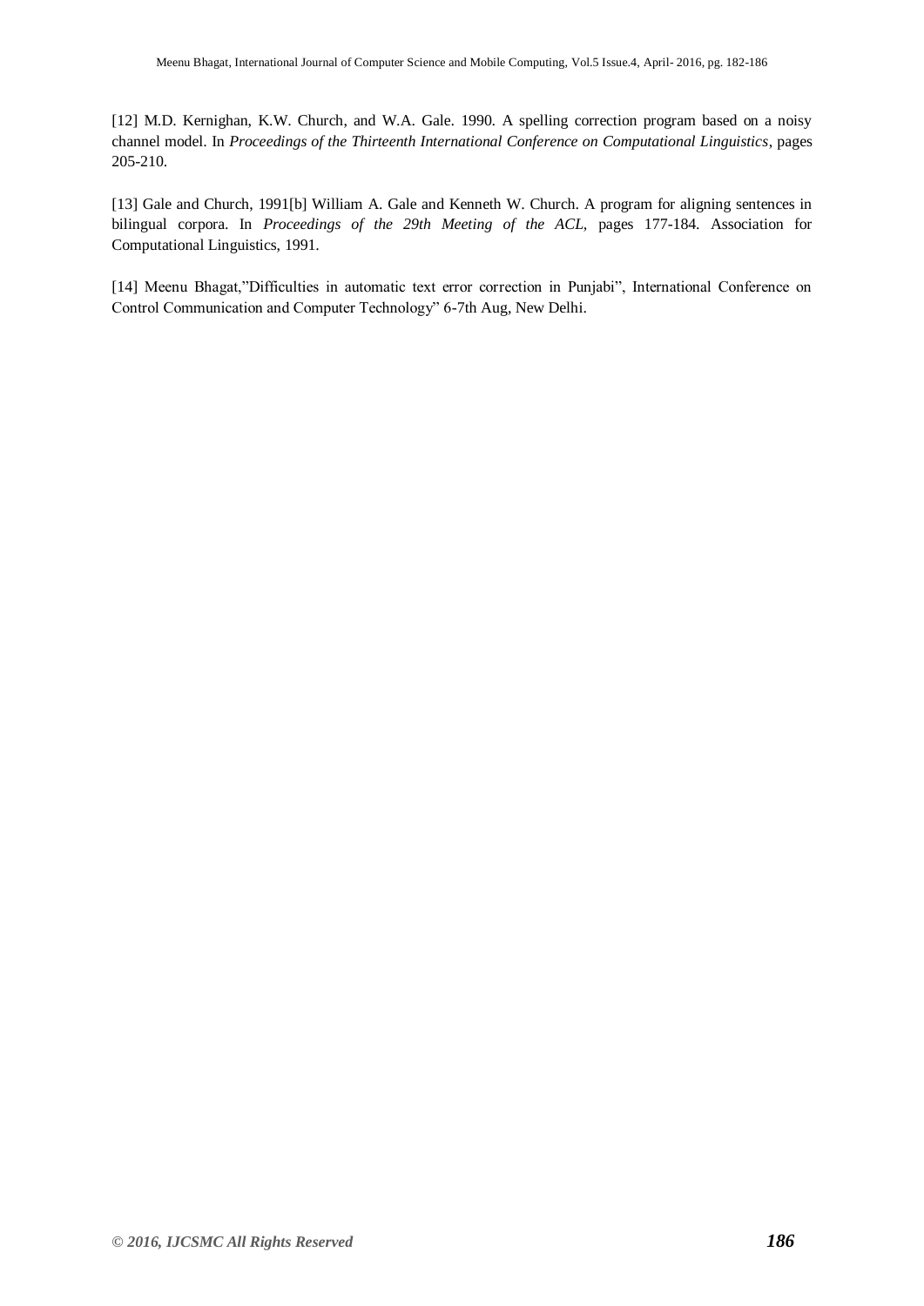[12] M.D. Kernighan, K.W. Church, and W.A. Gale. 1990. A spelling correction program based on a noisy channel model. In *Proceedings of the Thirteenth International Conference on Computational Linguistics*, pages 205-210.

[13] Gale and Church, 1991[b] William A. Gale and Kenneth W. Church. A program for aligning sentences in bilingual corpora. In *Proceedings of the 29th Meeting of the ACL*, pages 177-184. Association for Computational Linguistics, 1991.

[14] Meenu Bhagat,"Difficulties in automatic text error correction in Punjabi", International Conference on Control Communication and Computer Technology" 6-7th Aug, New Delhi.